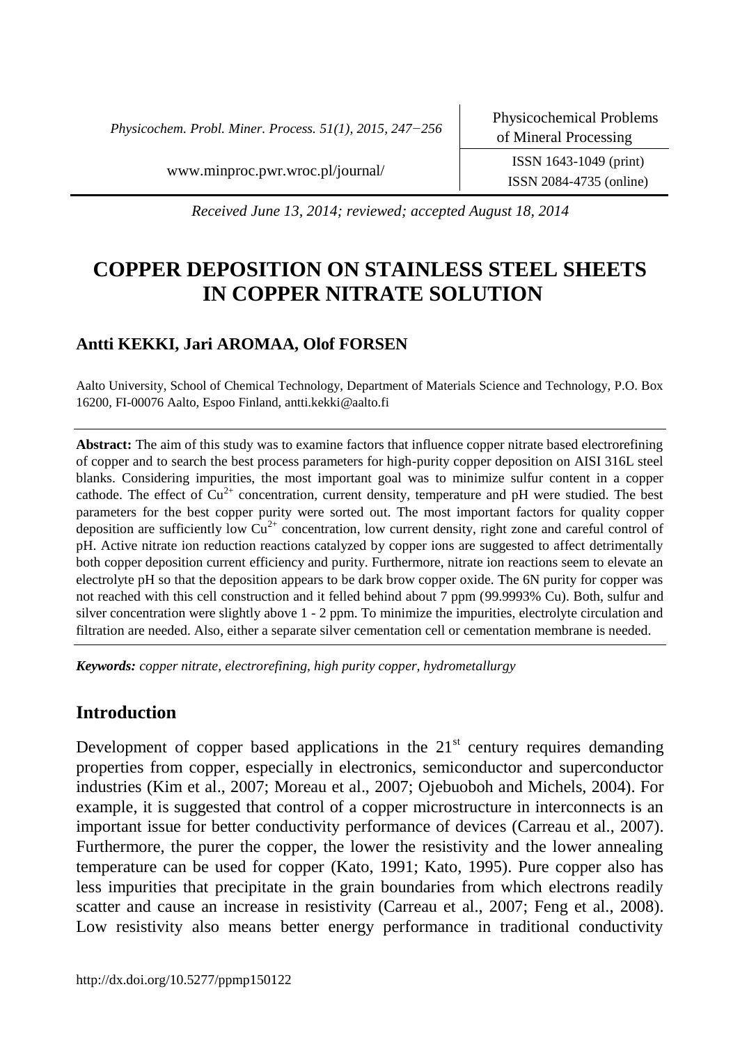*Received June 13, 2014; reviewed; accepted August 18, 2014*

# COPPER DEPOSITION ON STAINLESS STEEL SHEETS IN COPPER NITRATE SOLUTION

**Antti KEKKI, Jari AROMAA, Olof FORSEN**

Aalto University, School of Chemical Technology, Department of Materials Science and Technology, P.O. Box 16200, FI-00076 Aalto, Espoo Finland, antti.kekki@aalto.fi

**Abstract:** The aim of this study was to examine factors that influence copper nitrate based electrorefining of copper and to search the best process parameters for high-purity copper deposition on AISI 316L steel blanks. Considering impurities, the most important goal was to minimize sulfur content in a copper cathode. The effect of $Cu^{2+}$ concentration, current density, temperature and pH were studied. The best parameters for the best copper purity were sorted out. The most important factors for quality copper deposition are sufficiently low $Cu^{2+}$ concentration, low current density, right zone and careful control of pH. Active nitrate ion reduction reactions catalyzed by copper ions are suggested to affect detrimentally both copper deposition current efficiency and purity. Furthermore, nitrate ion reactions seem to elevate an electrolyte pH so that the deposition appears to be dark brow copper oxide. The 6N purity for copper was not reached with this cell construction and it felled behind about 7 ppm (99.9993% Cu). Both, sulfur and silver concentration were slightly above 1 - 2 ppm. To minimize the impurities, electrolyte circulation and filtration are needed. Also, either a separate silver cementation cell or cementation membrane is needed.

***Keywords:*** *copper nitrate, electrorefining, high purity copper, hydrometallurgy*

## Introduction

Development of copper based applications in the 21st century requires demanding properties from copper, especially in electronics, semiconductor and superconductor industries (Kim et al., 2007; Moreau et al., 2007; Ojebuoboh and Michels, 2004). For example, it is suggested that control of a copper microstructure in interconnects is an important issue for better conductivity performance of devices (Carreau et al., 2007). Furthermore, the purer the copper, the lower the resistivity and the lower annealing temperature can be used for copper (Kato, 1991; Kato, 1995). Pure copper also has less impurities that precipitate in the grain boundaries from which electrons readily scatter and cause an increase in resistivity (Carreau et al., 2007; Feng et al., 2008). Low resistivity also means better energy performance in traditional conductivity

http://dx.doi.org/10.5277/ppmp150122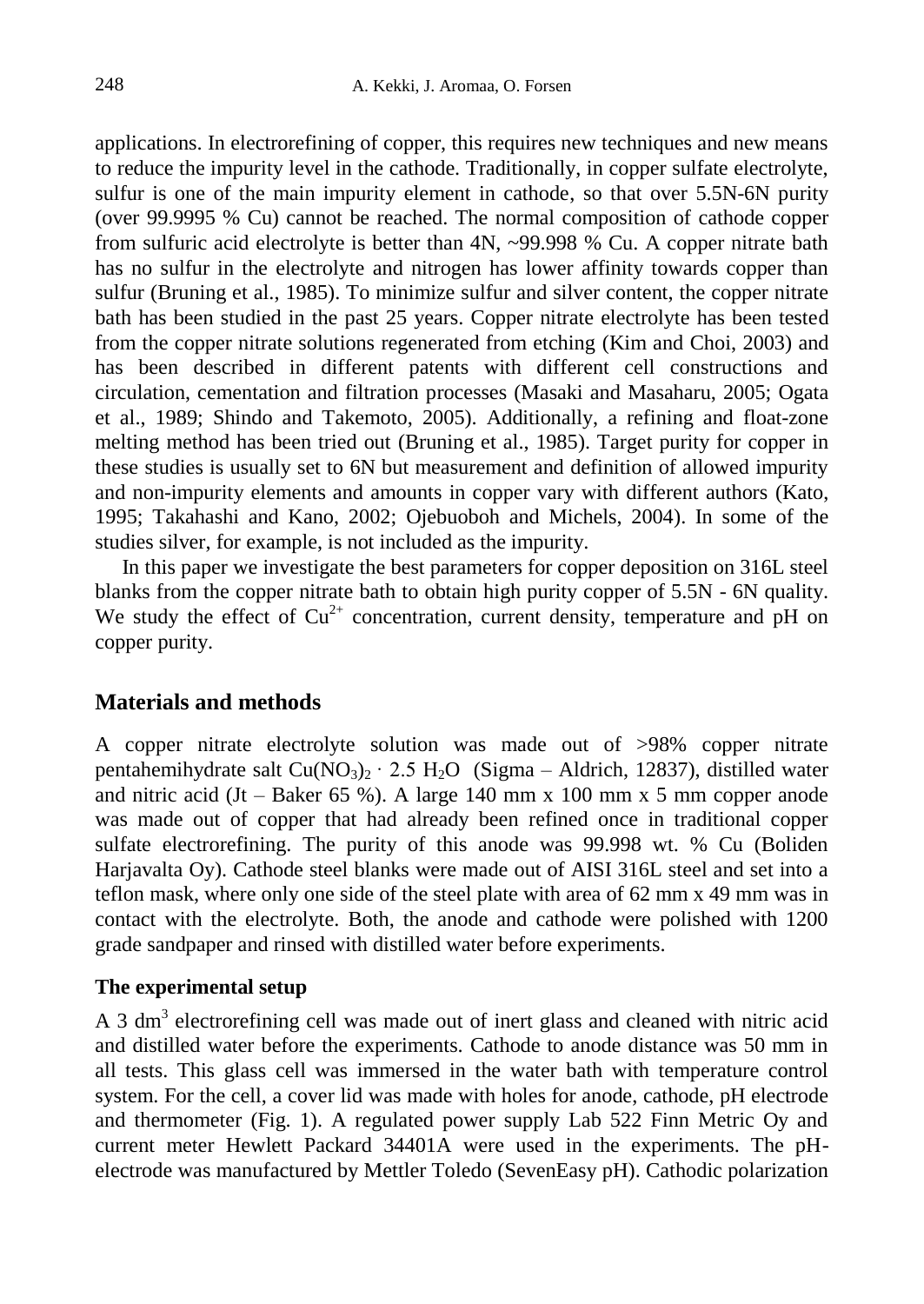applications. In electrorefining of copper, this requires new techniques and new means to reduce the impurity level in the cathode. Traditionally, in copper sulfate electrolyte, sulfur is one of the main impurity element in cathode, so that over 5.5N-6N purity (over 99.9995 % Cu) cannot be reached. The normal composition of cathode copper from sulfuric acid electrolyte is better than 4N, ~99.998 % Cu. A copper nitrate bath has no sulfur in the electrolyte and nitrogen has lower affinity towards copper than sulfur (Bruning et al., 1985). To minimize sulfur and silver content, the copper nitrate bath has been studied in the past 25 years. Copper nitrate electrolyte has been tested from the copper nitrate solutions regenerated from etching (Kim and Choi, 2003) and has been described in different patents with different cell constructions and circulation, cementation and filtration processes (Masaki and Masaharu, 2005; Ogata et al., 1989; Shindo and Takemoto, 2005). Additionally, a refining and float-zone melting method has been tried out (Bruning et al., 1985). Target purity for copper in these studies is usually set to 6N but measurement and definition of allowed impurity and non-impurity elements and amounts in copper vary with different authors (Kato, 1995; Takahashi and Kano, 2002; Ojebuoboh and Michels, 2004). In some of the studies silver, for example, is not included as the impurity.

In this paper we investigate the best parameters for copper deposition on 316L steel blanks from the copper nitrate bath to obtain high purity copper of 5.5N - 6N quality. We study the effect of $Cu^{2+}$ concentration, current density, temperature and pH on copper purity.

## Materials and methods

A copper nitrate electrolyte solution was made out of >98% copper nitrate pentahemihydrate salt $Cu(NO_3)_2 \cdot 2.5\ H_2O$ (Sigma – Aldrich, 12837), distilled water and nitric acid (Jt – Baker 65 %). A large 140 mm x 100 mm x 5 mm copper anode was made out of copper that had already been refined once in traditional copper sulfate electrorefining. The purity of this anode was 99.998 wt. % Cu (Boliden Harjavalta Oy). Cathode steel blanks were made out of AISI 316L steel and set into a teflon mask, where only one side of the steel plate with area of 62 mm x 49 mm was in contact with the electrolyte. Both, the anode and cathode were polished with 1200 grade sandpaper and rinsed with distilled water before experiments.

### The experimental setup

A 3 $dm^3$ electrorefining cell was made out of inert glass and cleaned with nitric acid and distilled water before the experiments. Cathode to anode distance was 50 mm in all tests. This glass cell was immersed in the water bath with temperature control system. For the cell, a cover lid was made with holes for anode, cathode, pH electrode and thermometer (Fig. 1). A regulated power supply Lab 522 Finn Metric Oy and current meter Hewlett Packard 34401A were used in the experiments. The pH-electrode was manufactured by Mettler Toledo (SevenEasy pH). Cathodic polarization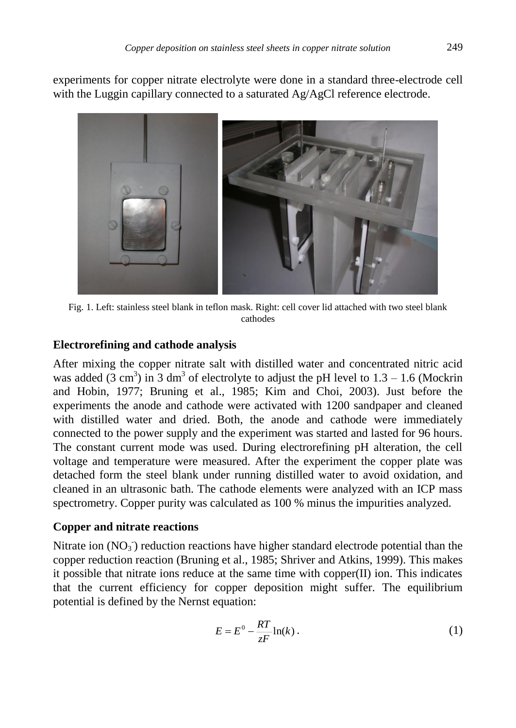experiments for copper nitrate electrolyte were done in a standard three-electrode cell with the Luggin capillary connected to a saturated Ag/AgCl reference electrode.

Fig. 1. Left: stainless steel blank in teflon mask. Right: cell cover lid attached with two steel blank cathodes

### Electrorefining and cathode analysis

After mixing the copper nitrate salt with distilled water and concentrated nitric acid was added (3 $cm^3$) in 3 $dm^3$ of electrolyte to adjust the pH level to 1.3 – 1.6 (Mockrin and Hobin, 1977; Bruning et al., 1985; Kim and Choi, 2003). Just before the experiments the anode and cathode were activated with 1200 sandpaper and cleaned with distilled water and dried. Both, the anode and cathode were immediately connected to the power supply and the experiment was started and lasted for 96 hours. The constant current mode was used. During electrorefining pH alteration, the cell voltage and temperature were measured. After the experiment the copper plate was detached form the steel blank under running distilled water to avoid oxidation, and cleaned in an ultrasonic bath. The cathode elements were analyzed with an ICP mass spectrometry. Copper purity was calculated as 100 % minus the impurities analyzed.

### Copper and nitrate reactions

Nitrate ion ($NO_3^-$) reduction reactions have higher standard electrode potential than the copper reduction reaction (Bruning et al., 1985; Shriver and Atkins, 1999). This makes it possible that nitrate ions reduce at the same time with copper(II) ion. This indicates that the current efficiency for copper deposition might suffer. The equilibrium potential is defined by the Nernst equation:

$$E = E^0 - \frac{RT}{zF}\ln(k)\,. \tag{1}$$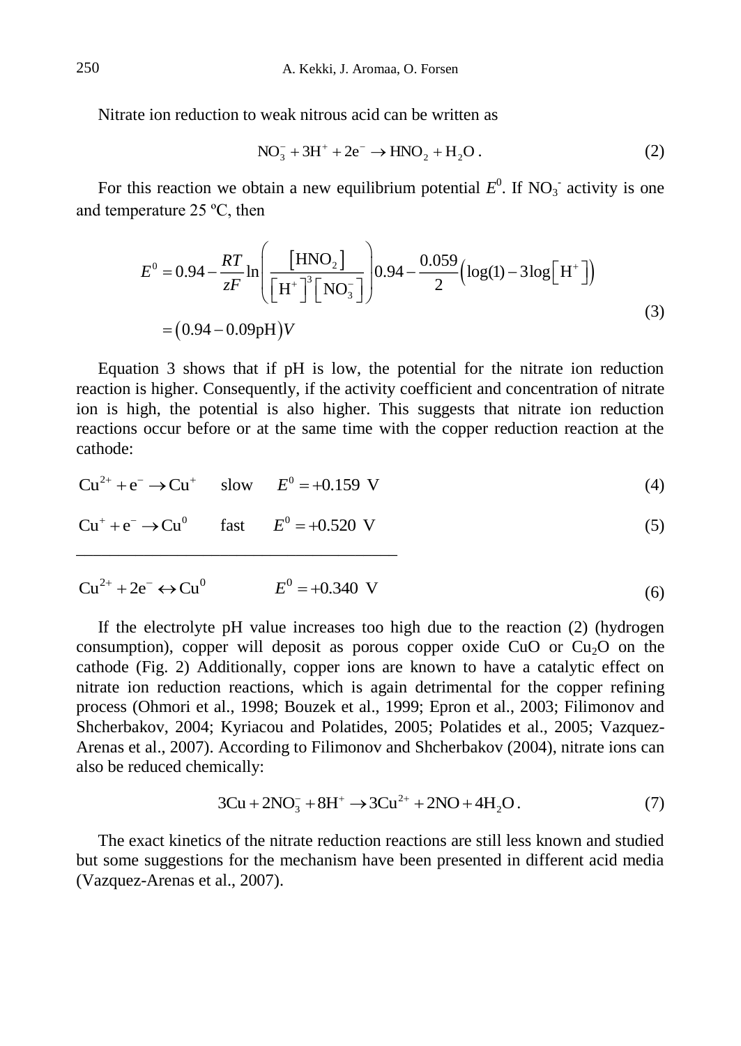Nitrate ion reduction to weak nitrous acid can be written as

$$NO_3^- + 3H^+ + 2e^- \rightarrow HNO_2 + H_2O\,. \tag{2}$$

For this reaction we obtain a new equilibrium potential $E^0$. If $NO_3^-$ activity is one and temperature 25 ºC, then

$$\begin{aligned} E^0 &= 0.94 - \frac{RT}{zF}\ln\left(\frac{\left[HNO_2\right]}{\left[H^+\right]^3\left[NO_3^-\right]}\right)0.94 - \frac{0.059}{2}\left(\log(1) - 3\log\left[H^+\right]\right) \\ &= \left(0.94 - 0.09\text{pH}\right)V \end{aligned} \tag{3}$$

Equation 3 shows that if pH is low, the potential for the nitrate ion reduction reaction is higher. Consequently, if the activity coefficient and concentration of nitrate ion is high, the potential is also higher. This suggests that nitrate ion reduction reactions occur before or at the same time with the copper reduction reaction at the cathode:

$$Cu^{2+} + e^- \rightarrow Cu^+ \qquad \text{slow} \qquad E^0 = +0.159\ \text{V} \tag{4}$$

$$Cu^+ + e^- \rightarrow Cu^0 \qquad \text{fast} \qquad E^0 = +0.520\ \text{V} \tag{5}$$

---

$$Cu^{2+} + 2e^- \leftrightarrow Cu^0 \qquad\qquad E^0 = +0.340\ \text{V} \tag{6}$$

If the electrolyte pH value increases too high due to the reaction (2) (hydrogen consumption), copper will deposit as porous copper oxide CuO or $Cu_2O$ on the cathode (Fig. 2) Additionally, copper ions are known to have a catalytic effect on nitrate ion reduction reactions, which is again detrimental for the copper refining process (Ohmori et al., 1998; Bouzek et al., 1999; Epron et al., 2003; Filimonov and Shcherbakov, 2004; Kyriacou and Polatides, 2005; Polatides et al., 2005; Vazquez-Arenas et al., 2007). According to Filimonov and Shcherbakov (2004), nitrate ions can also be reduced chemically:

$$3Cu + 2NO_3^- + 8H^+ \rightarrow 3Cu^{2+} + 2NO + 4H_2O\,. \tag{7}$$

The exact kinetics of the nitrate reduction reactions are still less known and studied but some suggestions for the mechanism have been presented in different acid media (Vazquez-Arenas et al., 2007).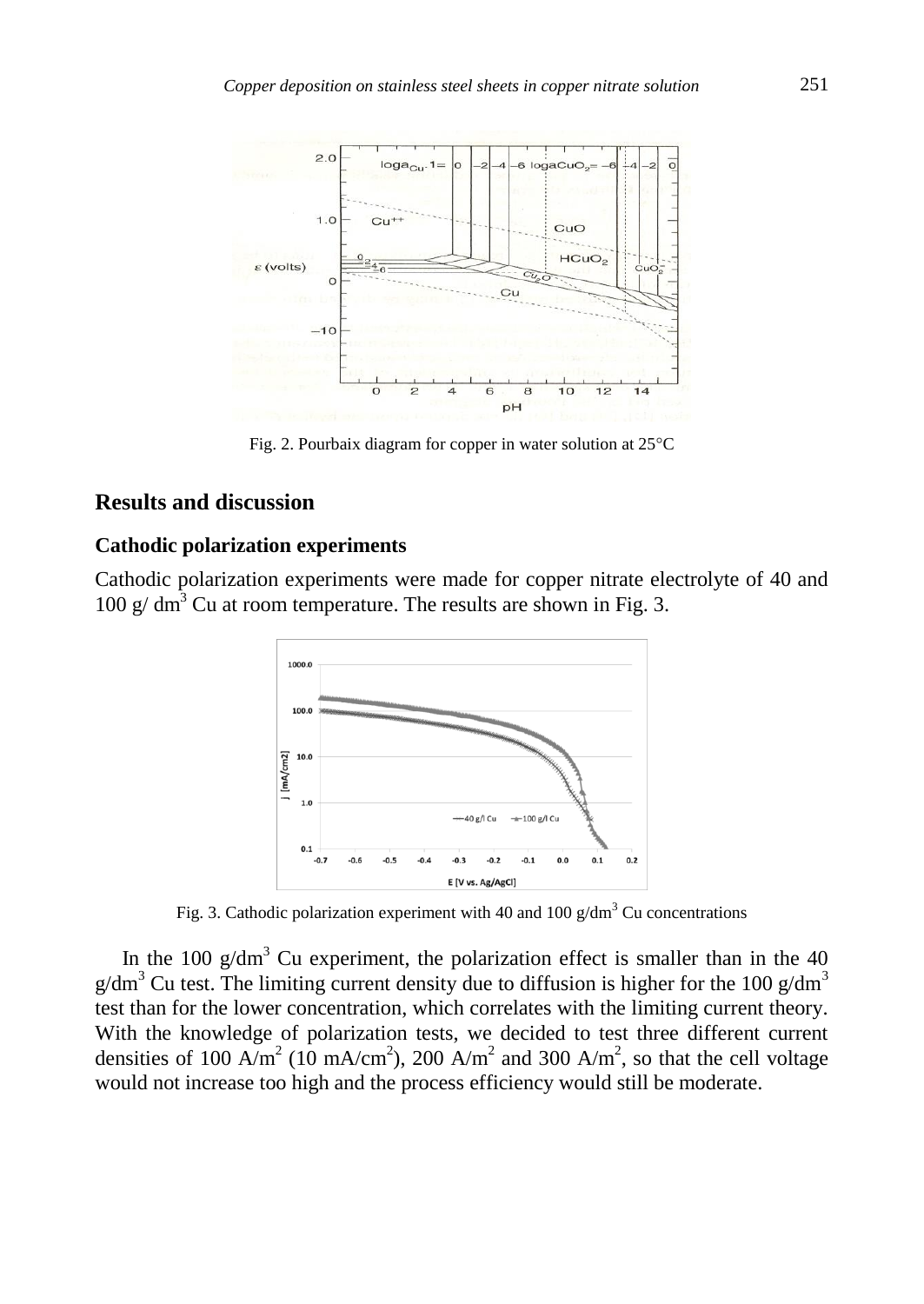Fig. 2. Pourbaix diagram for copper in water solution at 25°C

## Results and discussion

### Cathodic polarization experiments

Cathodic polarization experiments were made for copper nitrate electrolyte of 40 and 100 g/ $dm^3$ Cu at room temperature. The results are shown in Fig. 3.

Fig. 3. Cathodic polarization experiment with 40 and 100 g/$dm^3$ Cu concentrations

In the 100 g/$dm^3$ Cu experiment, the polarization effect is smaller than in the 40 g/$dm^3$ Cu test. The limiting current density due to diffusion is higher for the 100 g/$dm^3$ test than for the lower concentration, which correlates with the limiting current theory. With the knowledge of polarization tests, we decided to test three different current densities of 100 A/$m^2$ (10 mA/$cm^2$), 200 A/$m^2$ and 300 A/$m^2$, so that the cell voltage would not increase too high and the process efficiency would still be moderate.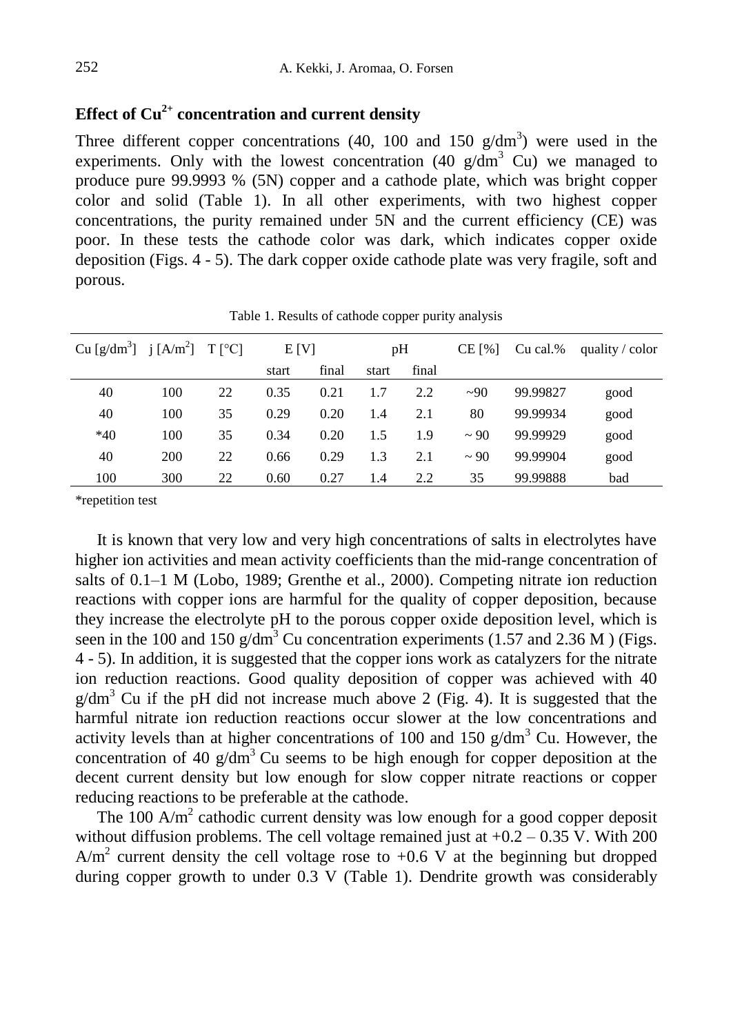## Effect of $Cu^{2+}$ concentration and current density

Three different copper concentrations (40, 100 and 150 g/dm$^3$) were used in the experiments. Only with the lowest concentration (40 g/dm$^3$ Cu) we managed to produce pure 99.9993 % (5N) copper and a cathode plate, which was bright copper color and solid (Table 1). In all other experiments, with two highest copper concentrations, the purity remained under 5N and the current efficiency (CE) was poor. In these tests the cathode color was dark, which indicates copper oxide deposition (Figs. 4 - 5). The dark copper oxide cathode plate was very fragile, soft and porous.

Table 1. Results of cathode copper purity analysis

| Cu [g/dm$^3$] | j [A/m$^2$] | T [°C] | E [V] | | pH | | CE [%] | Cu cal.% | quality / color |
|---|---|---|---|---|---|---|---|---|---|
| | | | start | final | start | final | | | |
| 40 | 100 | 22 | 0.35 | 0.21 | 1.7 | 2.2 | ~90 | 99.99827 | good |
| 40 | 100 | 35 | 0.29 | 0.20 | 1.4 | 2.1 | 80 | 99.99934 | good |
| *40 | 100 | 35 | 0.34 | 0.20 | 1.5 | 1.9 | ~ 90 | 99.99929 | good |
| 40 | 200 | 22 | 0.66 | 0.29 | 1.3 | 2.1 | ~ 90 | 99.99904 | good |
| 100 | 300 | 22 | 0.60 | 0.27 | 1.4 | 2.2 | 35 | 99.99888 | bad |

*repetition test

It is known that very low and very high concentrations of salts in electrolytes have higher ion activities and mean activity coefficients than the mid-range concentration of salts of 0.1–1 M (Lobo, 1989; Grenthe et al., 2000). Competing nitrate ion reduction reactions with copper ions are harmful for the quality of copper deposition, because they increase the electrolyte pH to the porous copper oxide deposition level, which is seen in the 100 and 150 g/dm$^3$ Cu concentration experiments (1.57 and 2.36 M ) (Figs. 4 - 5). In addition, it is suggested that the copper ions work as catalyzers for the nitrate ion reduction reactions. Good quality deposition of copper was achieved with 40 g/dm$^3$ Cu if the pH did not increase much above 2 (Fig. 4). It is suggested that the harmful nitrate ion reduction reactions occur slower at the low concentrations and activity levels than at higher concentrations of 100 and 150 g/dm$^3$ Cu. However, the concentration of 40 g/dm$^3$ Cu seems to be high enough for copper deposition at the decent current density but low enough for slow copper nitrate reactions or copper reducing reactions to be preferable at the cathode.

The 100 A/m$^2$ cathodic current density was low enough for a good copper deposit without diffusion problems. The cell voltage remained just at +0.2 – 0.35 V. With 200 A/m$^2$ current density the cell voltage rose to +0.6 V at the beginning but dropped during copper growth to under 0.3 V (Table 1). Dendrite growth was considerably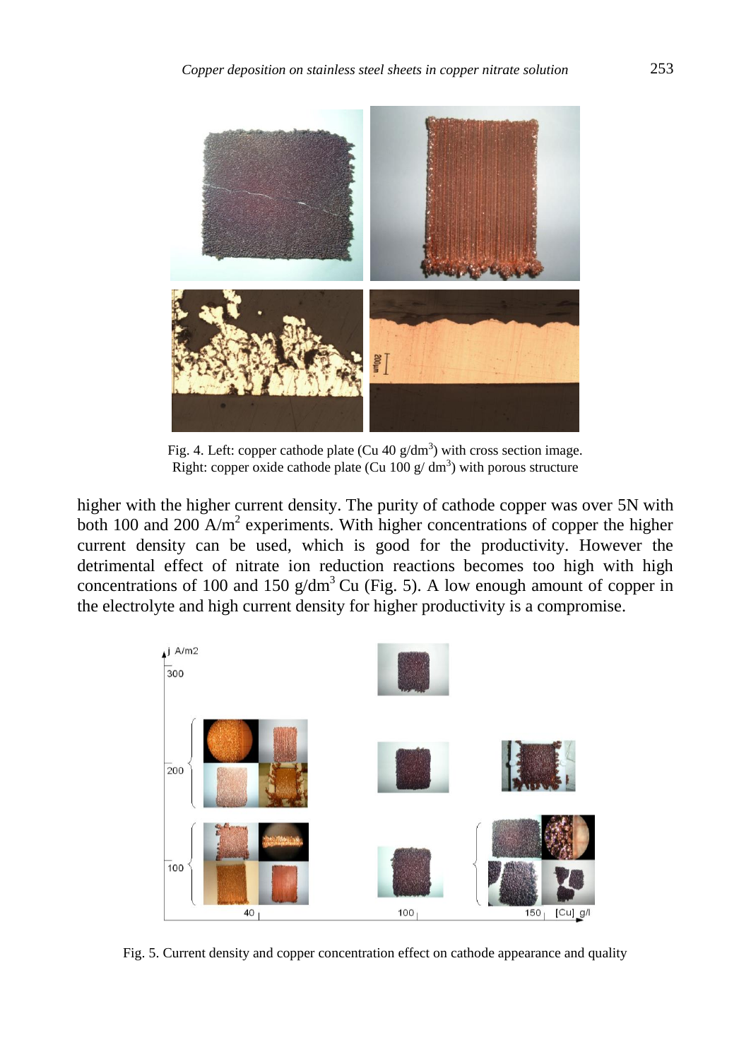Fig. 4. Left: copper cathode plate (Cu 40 g/dm$^3$) with cross section image. Right: copper oxide cathode plate (Cu 100 g/ dm$^3$) with porous structure

higher with the higher current density. The purity of cathode copper was over 5N with both 100 and 200 A/m$^2$ experiments. With higher concentrations of copper the higher current density can be used, which is good for the productivity. However the detrimental effect of nitrate ion reduction reactions becomes too high with high concentrations of 100 and 150 g/dm$^3$ Cu (Fig. 5). A low enough amount of copper in the electrolyte and high current density for higher productivity is a compromise.

Fig. 5. Current density and copper concentration effect on cathode appearance and quality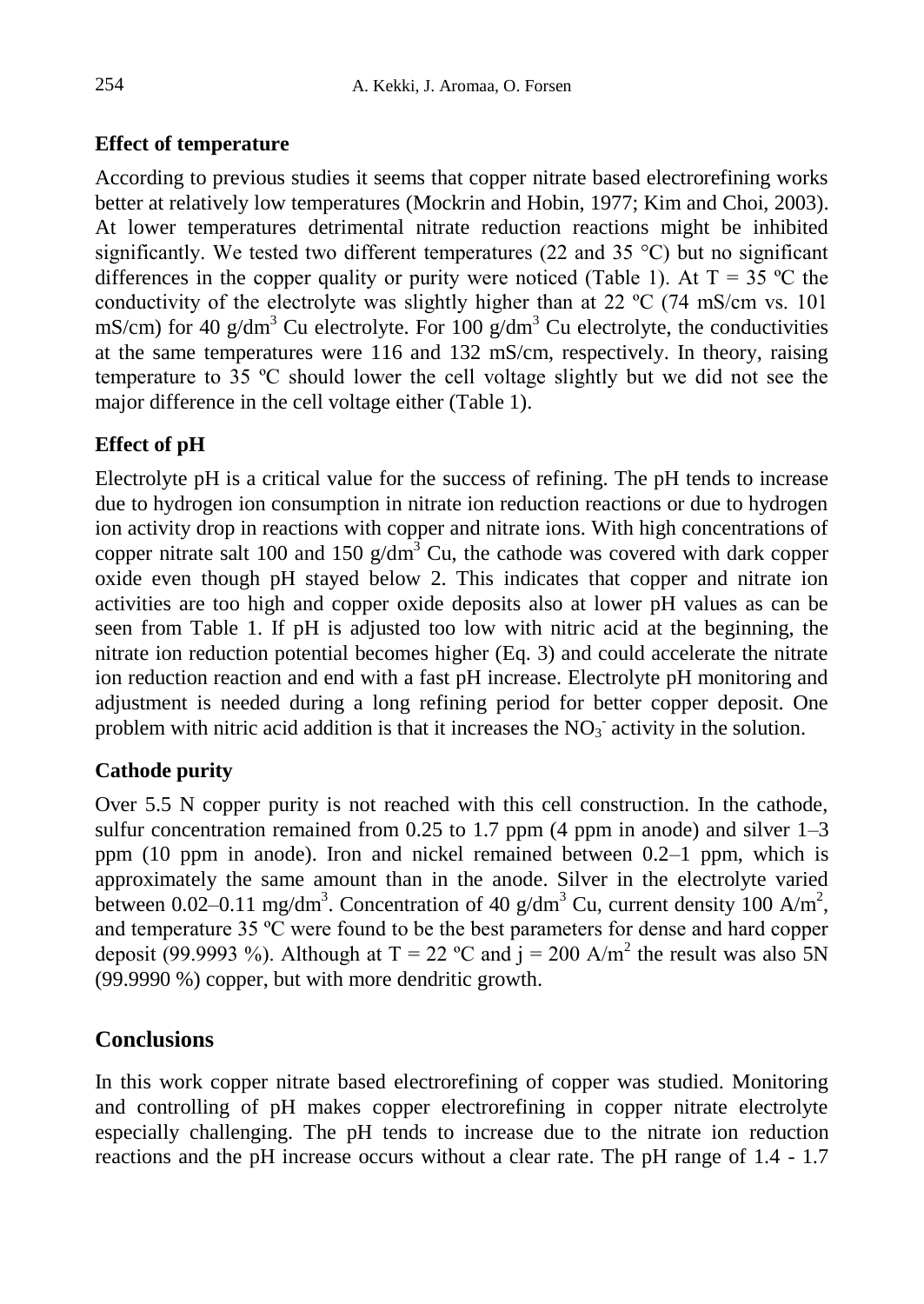### Effect of temperature

According to previous studies it seems that copper nitrate based electrorefining works better at relatively low temperatures (Mockrin and Hobin, 1977; Kim and Choi, 2003). At lower temperatures detrimental nitrate reduction reactions might be inhibited significantly. We tested two different temperatures (22 and 35 °C) but no significant differences in the copper quality or purity were noticed (Table 1). At T = 35 ºC the conductivity of the electrolyte was slightly higher than at 22 ºC (74 mS/cm vs. 101 mS/cm) for 40 g/dm$^3$ Cu electrolyte. For 100 g/dm$^3$ Cu electrolyte, the conductivities at the same temperatures were 116 and 132 mS/cm, respectively. In theory, raising temperature to 35 ºC should lower the cell voltage slightly but we did not see the major difference in the cell voltage either (Table 1).

### Effect of pH

Electrolyte pH is a critical value for the success of refining. The pH tends to increase due to hydrogen ion consumption in nitrate ion reduction reactions or due to hydrogen ion activity drop in reactions with copper and nitrate ions. With high concentrations of copper nitrate salt 100 and 150 g/dm$^3$ Cu, the cathode was covered with dark copper oxide even though pH stayed below 2. This indicates that copper and nitrate ion activities are too high and copper oxide deposits also at lower pH values as can be seen from Table 1. If pH is adjusted too low with nitric acid at the beginning, the nitrate ion reduction potential becomes higher (Eq. 3) and could accelerate the nitrate ion reduction reaction and end with a fast pH increase. Electrolyte pH monitoring and adjustment is needed during a long refining period for better copper deposit. One problem with nitric acid addition is that it increases the $NO_3^-$ activity in the solution.

### Cathode purity

Over 5.5 N copper purity is not reached with this cell construction. In the cathode, sulfur concentration remained from 0.25 to 1.7 ppm (4 ppm in anode) and silver 1–3 ppm (10 ppm in anode). Iron and nickel remained between 0.2–1 ppm, which is approximately the same amount than in the anode. Silver in the electrolyte varied between 0.02–0.11 mg/dm$^3$. Concentration of 40 g/dm$^3$ Cu, current density 100 A/m$^2$, and temperature 35 ºC were found to be the best parameters for dense and hard copper deposit (99.9993 %). Although at T = 22 ºC and j = 200 A/m$^2$ the result was also 5N (99.9990 %) copper, but with more dendritic growth.

## Conclusions

In this work copper nitrate based electrorefining of copper was studied. Monitoring and controlling of pH makes copper electrorefining in copper nitrate electrolyte especially challenging. The pH tends to increase due to the nitrate ion reduction reactions and the pH increase occurs without a clear rate. The pH range of 1.4 - 1.7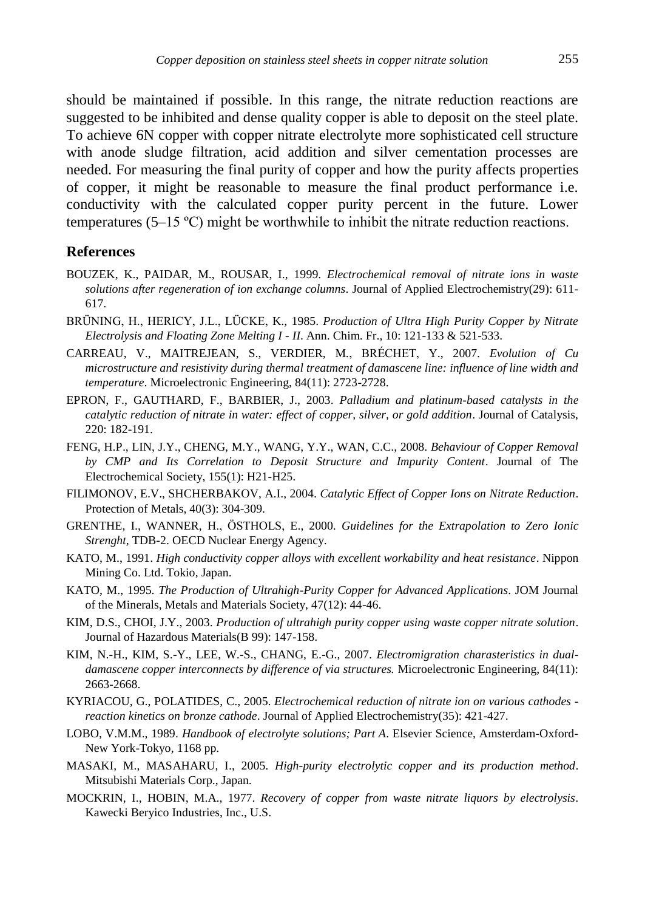should be maintained if possible. In this range, the nitrate reduction reactions are suggested to be inhibited and dense quality copper is able to deposit on the steel plate. To achieve 6N copper with copper nitrate electrolyte more sophisticated cell structure with anode sludge filtration, acid addition and silver cementation processes are needed. For measuring the final purity of copper and how the purity affects properties of copper, it might be reasonable to measure the final product performance i.e. conductivity with the calculated copper purity percent in the future. Lower temperatures (5–15 ºC) might be worthwhile to inhibit the nitrate reduction reactions.

## References

BOUZEK, K., PAIDAR, M., ROUSAR, I., 1999. *Electrochemical removal of nitrate ions in waste solutions after regeneration of ion exchange columns*. Journal of Applied Electrochemistry(29): 611-617.

BRÜNING, H., HERICY, J.L., LÜCKE, K., 1985. *Production of Ultra High Purity Copper by Nitrate Electrolysis and Floating Zone Melting I - II*. Ann. Chim. Fr., 10: 121-133 & 521-533.

CARREAU, V., MAITREJEAN, S., VERDIER, M., BRÉCHET, Y., 2007. *Evolution of Cu microstructure and resistivity during thermal treatment of damascene line: influence of line width and temperature*. Microelectronic Engineering, 84(11): 2723-2728.

EPRON, F., GAUTHARD, F., BARBIER, J., 2003. *Palladium and platinum-based catalysts in the catalytic reduction of nitrate in water: effect of copper, silver, or gold addition*. Journal of Catalysis, 220: 182-191.

FENG, H.P., LIN, J.Y., CHENG, M.Y., WANG, Y.Y., WAN, C.C., 2008. *Behaviour of Copper Removal by CMP and Its Correlation to Deposit Structure and Impurity Content*. Journal of The Electrochemical Society, 155(1): H21-H25.

FILIMONOV, E.V., SHCHERBAKOV, A.I., 2004. *Catalytic Effect of Copper Ions on Nitrate Reduction*. Protection of Metals, 40(3): 304-309.

GRENTHE, I., WANNER, H., ÖSTHOLS, E., 2000. *Guidelines for the Extrapolation to Zero Ionic Strenght*, TDB-2. OECD Nuclear Energy Agency.

KATO, M., 1991. *High conductivity copper alloys with excellent workability and heat resistance*. Nippon Mining Co. Ltd. Tokio, Japan.

KATO, M., 1995. *The Production of Ultrahigh-Purity Copper for Advanced Applications*. JOM Journal of the Minerals, Metals and Materials Society, 47(12): 44-46.

KIM, D.S., CHOI, J.Y., 2003. *Production of ultrahigh purity copper using waste copper nitrate solution*. Journal of Hazardous Materials(B 99): 147-158.

KIM, N.-H., KIM, S.-Y., LEE, W.-S., CHANG, E.-G., 2007. *Electromigration charasteristics in dual-damascene copper interconnects by difference of via structures.* Microelectronic Engineering, 84(11): 2663-2668.

KYRIACOU, G., POLATIDES, C., 2005. *Electrochemical reduction of nitrate ion on various cathodes - reaction kinetics on bronze cathode*. Journal of Applied Electrochemistry(35): 421-427.

LOBO, V.M.M., 1989. *Handbook of electrolyte solutions; Part A*. Elsevier Science, Amsterdam-Oxford-New York-Tokyo, 1168 pp.

MASAKI, M., MASAHARU, I., 2005. *High-purity electrolytic copper and its production method*. Mitsubishi Materials Corp., Japan.

MOCKRIN, I., HOBIN, M.A., 1977. *Recovery of copper from waste nitrate liquors by electrolysis*. Kawecki Beryico Industries, Inc., U.S.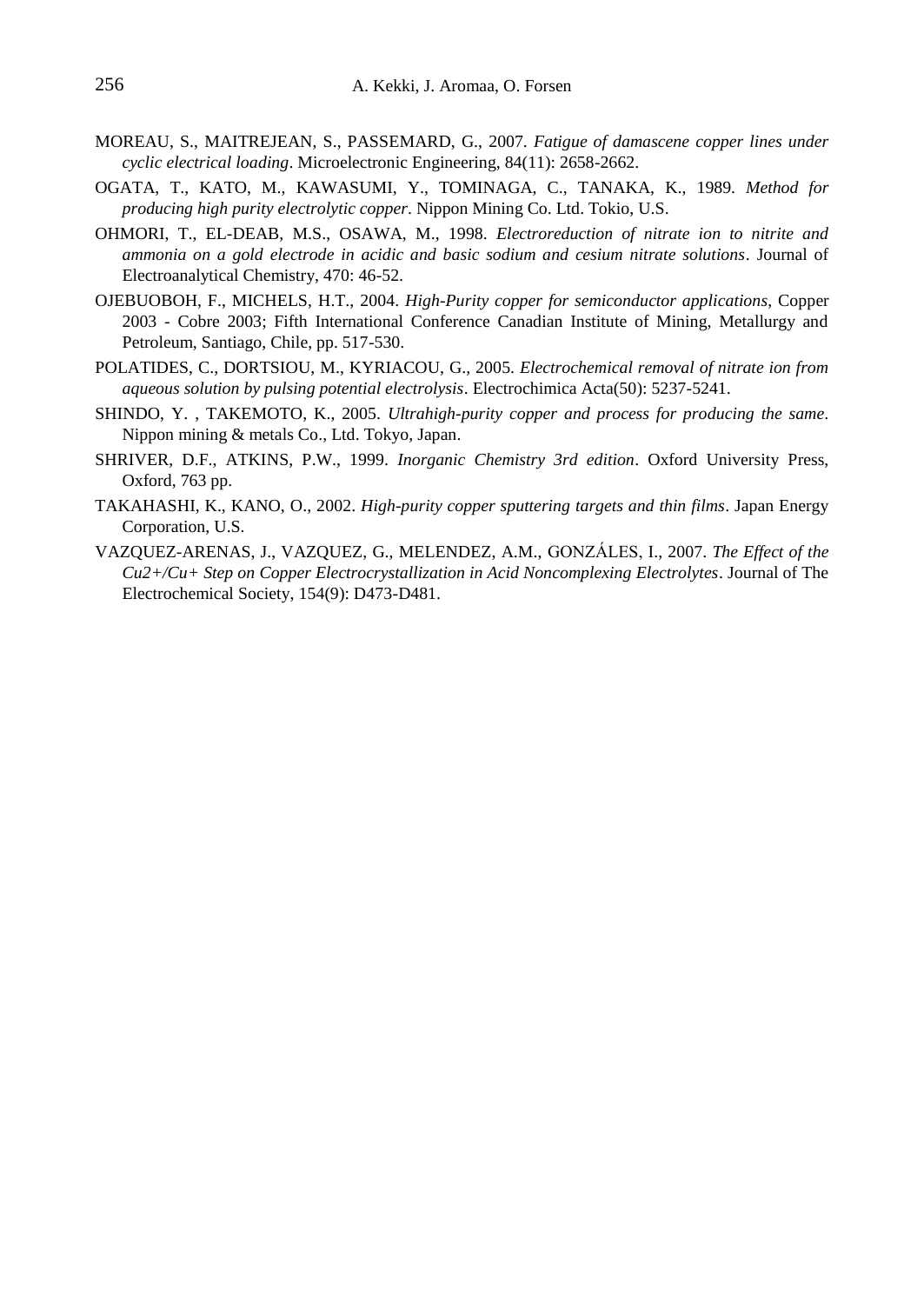MOREAU, S., MAITREJEAN, S., PASSEMARD, G., 2007. *Fatigue of damascene copper lines under cyclic electrical loading*. Microelectronic Engineering, 84(11): 2658-2662.

OGATA, T., KATO, M., KAWASUMI, Y., TOMINAGA, C., TANAKA, K., 1989. *Method for producing high purity electrolytic copper*. Nippon Mining Co. Ltd. Tokio, U.S.

OHMORI, T., EL-DEAB, M.S., OSAWA, M., 1998. *Electroreduction of nitrate ion to nitrite and ammonia on a gold electrode in acidic and basic sodium and cesium nitrate solutions*. Journal of Electroanalytical Chemistry, 470: 46-52.

OJEBUOBOH, F., MICHELS, H.T., 2004. *High-Purity copper for semiconductor applications*, Copper 2003 - Cobre 2003; Fifth International Conference Canadian Institute of Mining, Metallurgy and Petroleum, Santiago, Chile, pp. 517-530.

POLATIDES, C., DORTSIOU, M., KYRIACOU, G., 2005. *Electrochemical removal of nitrate ion from aqueous solution by pulsing potential electrolysis*. Electrochimica Acta(50): 5237-5241.

SHINDO, Y. , TAKEMOTO, K., 2005. *Ultrahigh-purity copper and process for producing the same*. Nippon mining & metals Co., Ltd. Tokyo, Japan.

SHRIVER, D.F., ATKINS, P.W., 1999. *Inorganic Chemistry 3rd edition*. Oxford University Press, Oxford, 763 pp.

TAKAHASHI, K., KANO, O., 2002. *High-purity copper sputtering targets and thin films*. Japan Energy Corporation, U.S.

VAZQUEZ-ARENAS, J., VAZQUEZ, G., MELENDEZ, A.M., GONZÁLES, I., 2007. *The Effect of the Cu2+/Cu+ Step on Copper Electrocrystallization in Acid Noncomplexing Electrolytes*. Journal of The Electrochemical Society, 154(9): D473-D481.